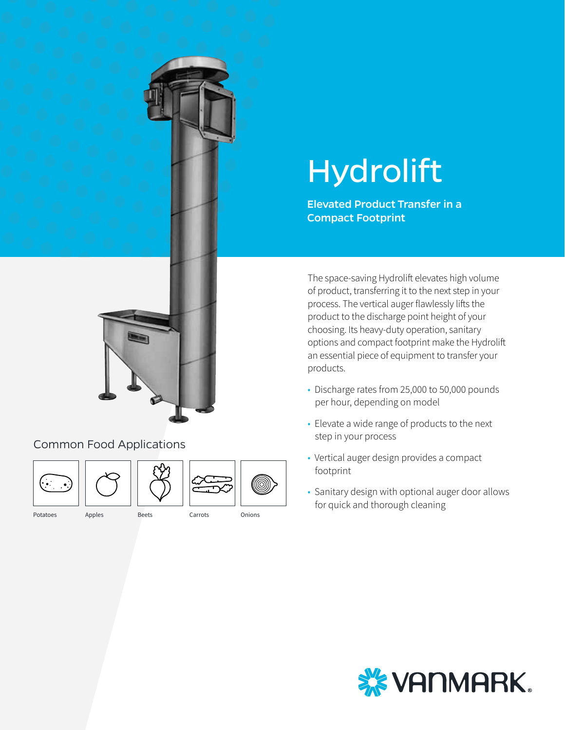# Hydrolift

**Elevated Product Transfer in a Compact Footprint**

The space-saving Hydrolift elevates high volume of product, transferring it to the next step in your process. The vertical auger flawlessly lifts the product to the discharge point height of your choosing. Its heavy-duty operation, sanitary options and compact footprint make the Hydrolift an essential piece of equipment to transfer your products.

- Discharge rates from 25,000 to 50,000 pounds per hour, depending on model
- Elevate a wide range of products to the next step in your process
- Vertical auger design provides a compact footprint
- Sanitary design with optional auger door allows for quick and thorough cleaning

## Common Food Applications

Potatoes

Apples

Beets

Carrots

Onions

VANMARK®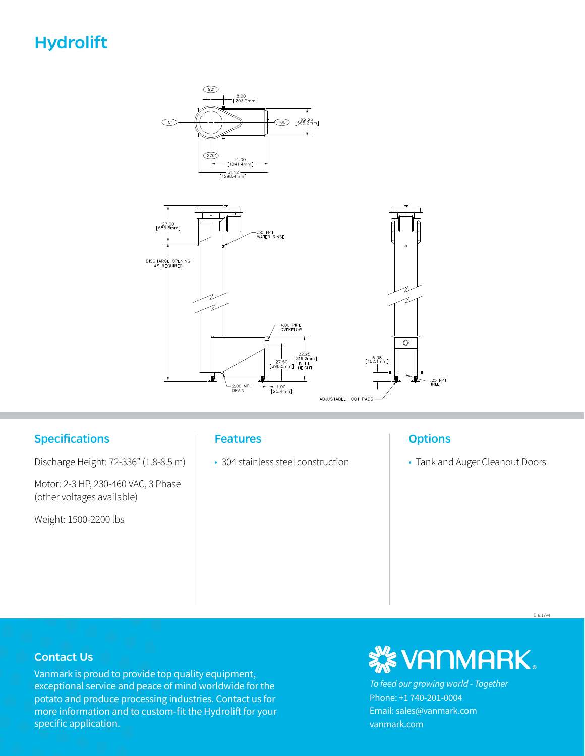# Hydrolift

90°
8.00
[203.2mm]
0°
180°
22.25
[565.2mm]
270°
41.00
[1041.4mm]
51.12
[1298.4mm]

27.00
[685.8mm]
.50 FPT
WATER RINSE
DISCHARGE OPENING
AS REQUIRED
4.00 PIPE
OVERFLOW
32.25
[819.2mm]
INLET
HEIGHT
27.50
[698.5mm]
6.38
[162.1mm]
.25 FPT
INLET
2.00 MPT
DRAIN
1.00
[25.4mm]
ADJUSTABLE FOOT PADS

## Specifications

Discharge Height: 72-336” (1.8-8.5 m)

Motor: 2-3 HP, 230-460 VAC, 3 Phase (other voltages available)

Weight: 1500-2200 lbs

## Features

- 304 stainless steel construction

## Options

- Tank and Auger Cleanout Doors

E 8.17v4

## Contact Us

Vanmark is proud to provide top quality equipment, exceptional service and peace of mind worldwide for the potato and produce processing industries. Contact us for more information and to custom-fit the Hydrolift for your specific application.

VANMARK.

*To feed our growing world - Together*

Phone: +1 740-201-0004

Email: sales@vanmark.com

vanmark.com